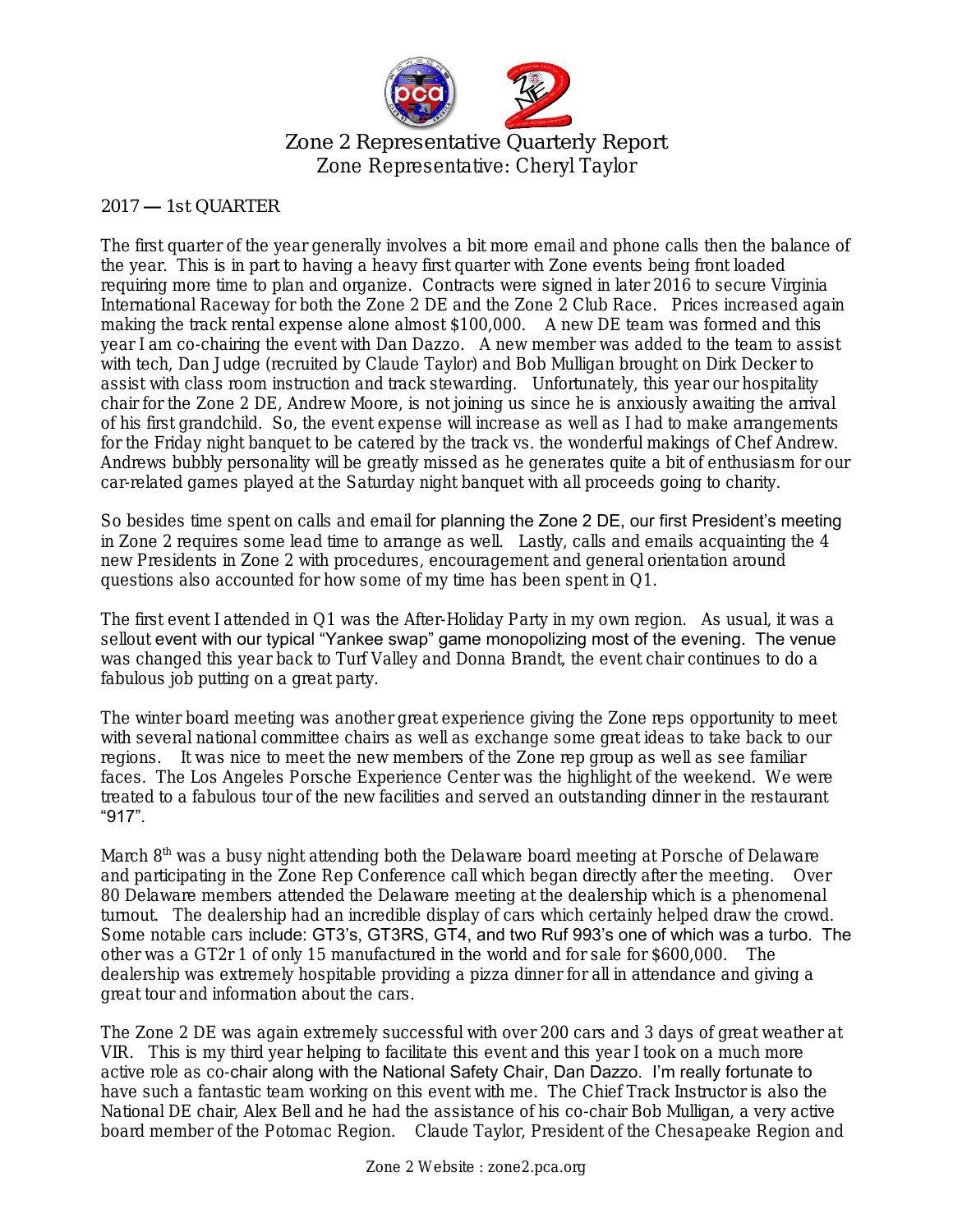# Zone 2 Representative Quarterly Report

## Zone Representative: Cheryl Taylor

2017 — 1st QUARTER

The first quarter of the year generally involves a bit more email and phone calls then the balance of the year. This is in part to having a heavy first quarter with Zone events being front loaded requiring more time to plan and organize. Contracts were signed in later 2016 to secure Virginia International Raceway for both the Zone 2 DE and the Zone 2 Club Race. Prices increased again making the track rental expense alone almost $100,000. A new DE team was formed and this year I am co-chairing the event with Dan Dazzo. A new member was added to the team to assist with tech, Dan Judge (recruited by Claude Taylor) and Bob Mulligan brought on Dirk Decker to assist with class room instruction and track stewarding. Unfortunately, this year our hospitality chair for the Zone 2 DE, Andrew Moore, is not joining us since he is anxiously awaiting the arrival of his first grandchild. So, the event expense will increase as well as I had to make arrangements for the Friday night banquet to be catered by the track vs. the wonderful makings of Chef Andrew. Andrews bubbly personality will be greatly missed as he generates quite a bit of enthusiasm for our car-related games played at the Saturday night banquet with all proceeds going to charity.

So besides time spent on calls and email for planning the Zone 2 DE, our first President's meeting in Zone 2 requires some lead time to arrange as well. Lastly, calls and emails acquainting the 4 new Presidents in Zone 2 with procedures, encouragement and general orientation around questions also accounted for how some of my time has been spent in Q1.

The first event I attended in Q1 was the After-Holiday Party in my own region. As usual, it was a sellout event with our typical "Yankee swap" game monopolizing most of the evening. The venue was changed this year back to Turf Valley and Donna Brandt, the event chair continues to do a fabulous job putting on a great party.

The winter board meeting was another great experience giving the Zone reps opportunity to meet with several national committee chairs as well as exchange some great ideas to take back to our regions. It was nice to meet the new members of the Zone rep group as well as see familiar faces. The Los Angeles Porsche Experience Center was the highlight of the weekend. We were treated to a fabulous tour of the new facilities and served an outstanding dinner in the restaurant "917".

March 8th was a busy night attending both the Delaware board meeting at Porsche of Delaware and participating in the Zone Rep Conference call which began directly after the meeting. Over 80 Delaware members attended the Delaware meeting at the dealership which is a phenomenal turnout. The dealership had an incredible display of cars which certainly helped draw the crowd. Some notable cars include: GT3's, GT3RS, GT4, and two Ruf 993's one of which was a turbo. The other was a GT2r 1 of only 15 manufactured in the world and for sale for $600,000. The dealership was extremely hospitable providing a pizza dinner for all in attendance and giving a great tour and information about the cars.

The Zone 2 DE was again extremely successful with over 200 cars and 3 days of great weather at VIR. This is my third year helping to facilitate this event and this year I took on a much more active role as co-chair along with the National Safety Chair, Dan Dazzo. I'm really fortunate to have such a fantastic team working on this event with me. The Chief Track Instructor is also the National DE chair, Alex Bell and he had the assistance of his co-chair Bob Mulligan, a very active board member of the Potomac Region. Claude Taylor, President of the Chesapeake Region and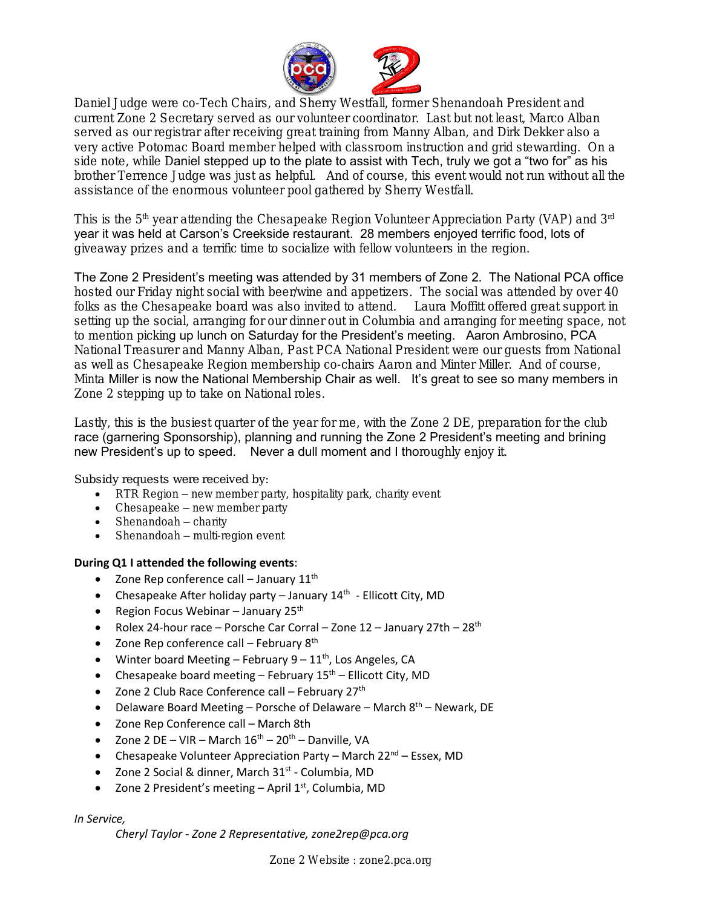Daniel Judge were co-Tech Chairs, and Sherry Westfall, former Shenandoah President and current Zone 2 Secretary served as our volunteer coordinator. Last but not least, Marco Alban served as our registrar after receiving great training from Manny Alban, and Dirk Dekker also a very active Potomac Board member helped with classroom instruction and grid stewarding. On a side note, while Daniel stepped up to the plate to assist with Tech, truly we got a "two for" as his brother Terrence Judge was just as helpful. And of course, this event would not run without all the assistance of the enormous volunteer pool gathered by Sherry Westfall.

This is the 5th year attending the Chesapeake Region Volunteer Appreciation Party (VAP) and 3rd year it was held at Carson's Creekside restaurant. 28 members enjoyed terrific food, lots of giveaway prizes and a terrific time to socialize with fellow volunteers in the region.

The Zone 2 President's meeting was attended by 31 members of Zone 2. The National PCA office hosted our Friday night social with beer/wine and appetizers. The social was attended by over 40 folks as the Chesapeake board was also invited to attend. Laura Moffitt offered great support in setting up the social, arranging for our dinner out in Columbia and arranging for meeting space, not to mention picking up lunch on Saturday for the President's meeting. Aaron Ambrosino, PCA National Treasurer and Manny Alban, Past PCA National President were our guests from National as well as Chesapeake Region membership co-chairs Aaron and Minter Miller. And of course, Minta Miller is now the National Membership Chair as well. It's great to see so many members in Zone 2 stepping up to take on National roles.

Lastly, this is the busiest quarter of the year for me, with the Zone 2 DE, preparation for the club race (garnering Sponsorship), planning and running the Zone 2 President's meeting and brining new President's up to speed. Never a dull moment and I thoroughly enjoy it.

Subsidy requests were received by:

- RTR Region – new member party, hospitality park, charity event
- Chesapeake – new member party
- Shenandoah – charity
- Shenandoah – multi-region event

**During Q1 I attended the following events**:

- Zone Rep conference call – January 11th
- Chesapeake After holiday party – January 14th - Ellicott City, MD
- Region Focus Webinar – January 25th
- Rolex 24-hour race – Porsche Car Corral – Zone 12 – January 27th – 28th
- Zone Rep conference call – February 8th
- Winter board Meeting – February 9 – 11th, Los Angeles, CA
- Chesapeake board meeting – February 15th – Ellicott City, MD
- Zone 2 Club Race Conference call – February 27th
- Delaware Board Meeting – Porsche of Delaware – March 8th – Newark, DE
- Zone Rep Conference call – March 8th
- Zone 2 DE – VIR – March 16th – 20th – Danville, VA
- Chesapeake Volunteer Appreciation Party – March 22nd – Essex, MD
- Zone 2 Social & dinner, March 31st - Columbia, MD
- Zone 2 President's meeting – April 1st, Columbia, MD

*In Service,*

*Cheryl Taylor - Zone 2 Representative, zone2rep@pca.org*